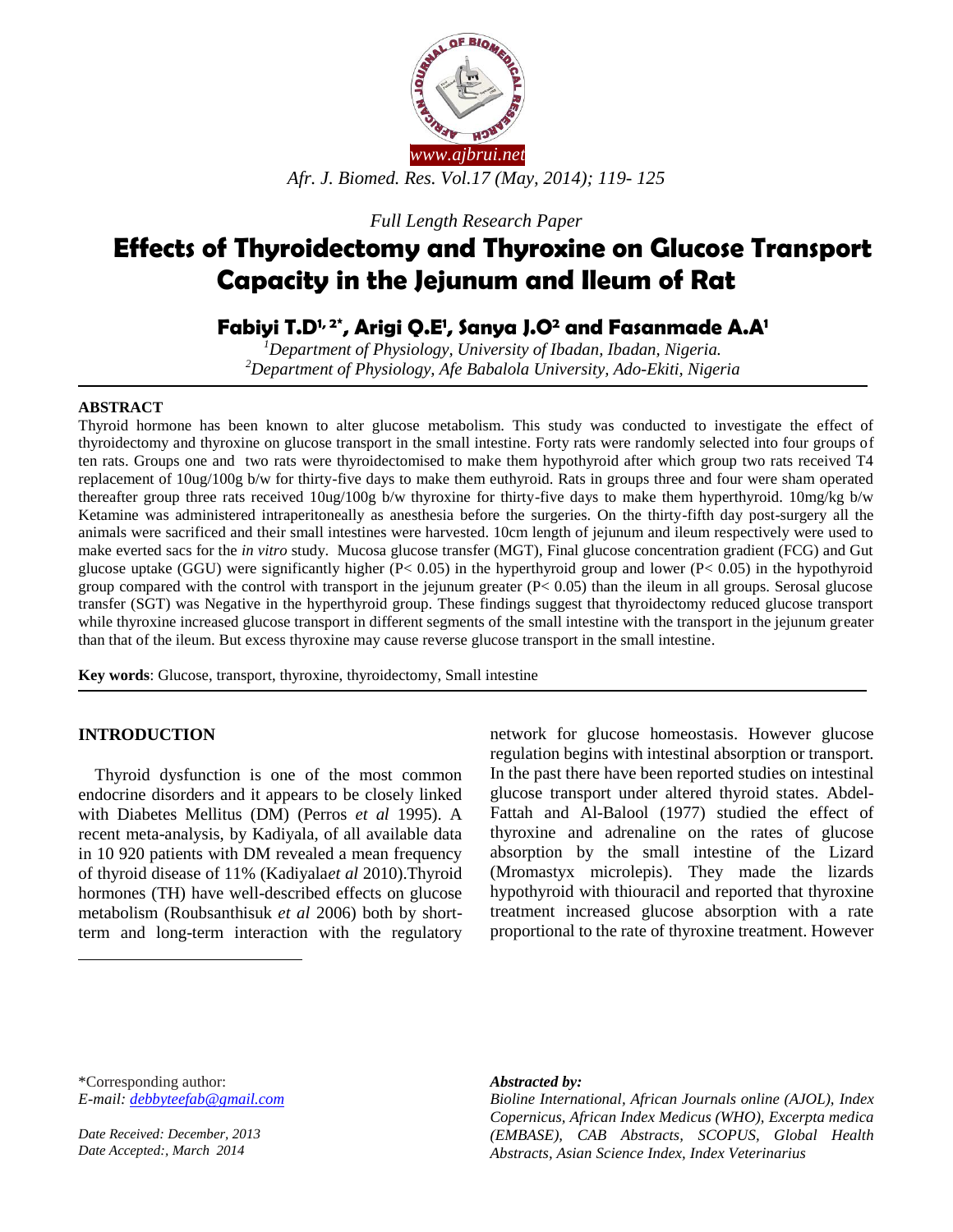*Full Length Research Paper*

# Effects of Thyroidectomy and Thyroxine on Glucose Transport Capacity in the Jejunum and Ileum of Rat

**Fabiyi T.D[1, 2*], Arigi Q.E[1], Sanya J.O[2] and Fasanmade A.A[1]**

[1]*Department of Physiology, University of Ibadan, Ibadan, Nigeria.*
[2]*Department of Physiology, Afe Babalola University, Ado-Ekiti, Nigeria*

## ABSTRACT

Thyroid hormone has been known to alter glucose metabolism. This study was conducted to investigate the effect of thyroidectomy and thyroxine on glucose transport in the small intestine. Forty rats were randomly selected into four groups of ten rats. Groups one and two rats were thyroidectomised to make them hypothyroid after which group two rats received T4 replacement of 10ug/100g b/w for thirty-five days to make them euthyroid. Rats in groups three and four were sham operated thereafter group three rats received 10ug/100g b/w thyroxine for thirty-five days to make them hyperthyroid. 10mg/kg b/w Ketamine was administered intraperitoneally as anesthesia before the surgeries. On the thirty-fifth day post-surgery all the animals were sacrificed and their small intestines were harvested. 10cm length of jejunum and ileum respectively were used to make everted sacs for the *in vitro* study. Mucosa glucose transfer (MGT), Final glucose concentration gradient (FCG) and Gut glucose uptake (GGU) were significantly higher ($P < 0.05$) in the hyperthyroid group and lower ($P < 0.05$) in the hypothyroid group compared with the control with transport in the jejunum greater ($P < 0.05$) than the ileum in all groups. Serosal glucose transfer (SGT) was Negative in the hyperthyroid group. These findings suggest that thyroidectomy reduced glucose transport while thyroxine increased glucose transport in different segments of the small intestine with the transport in the jejunum greater than that of the ileum. But excess thyroxine may cause reverse glucose transport in the small intestine.

**Key words**: Glucose, transport, thyroxine, thyroidectomy, Small intestine

## INTRODUCTION

Thyroid dysfunction is one of the most common endocrine disorders and it appears to be closely linked with Diabetes Mellitus (DM) (Perros *et al* 1995). A recent meta-analysis, by Kadiyala, of all available data in 10 920 patients with DM revealed a mean frequency of thyroid disease of 11% (Kadiyala*et al* 2010).Thyroid hormones (TH) have well-described effects on glucose metabolism (Roubsanthisuk *et al* 2006) both by short-term and long-term interaction with the regulatory network for glucose homeostasis. However glucose regulation begins with intestinal absorption or transport. In the past there have been reported studies on intestinal glucose transport under altered thyroid states. Abdel-Fattah and Al-Balool (1977) studied the effect of thyroxine and adrenaline on the rates of glucose absorption by the small intestine of the Lizard (Mromastyx microlepis). They made the lizards hypothyroid with thiouracil and reported that thyroxine treatment increased glucose absorption with a rate proportional to the rate of thyroxine treatment. However

*Corresponding author:
*E-mail: debbyteefab@gmail.com*

*Date Received: December, 2013*
*Date Accepted:, March 2014*

***Abstracted by:***
*Bioline International, African Journals online (AJOL), Index Copernicus, African Index Medicus (WHO), Excerpta medica (EMBASE), CAB Abstracts, SCOPUS, Global Health Abstracts, Asian Science Index, Index Veterinarius*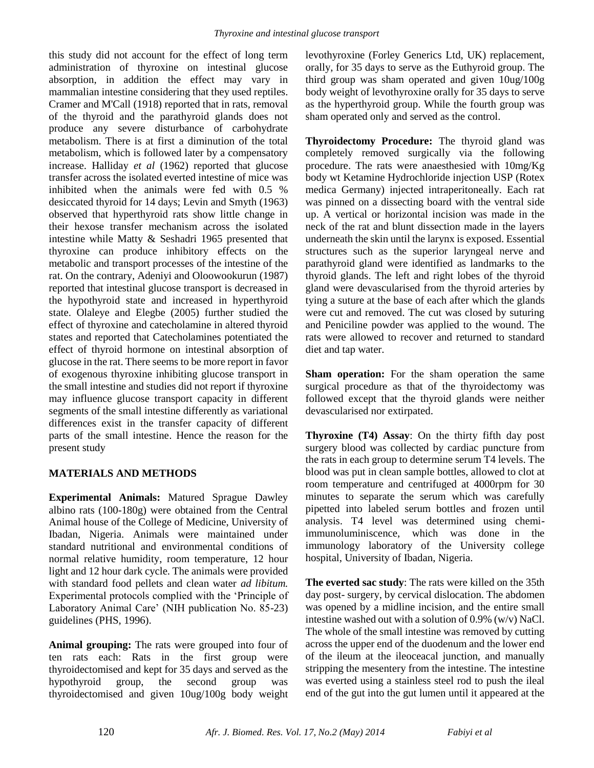this study did not account for the effect of long term administration of thyroxine on intestinal glucose absorption, in addition the effect may vary in mammalian intestine considering that they used reptiles. Cramer and M'Call (1918) reported that in rats, removal of the thyroid and the parathyroid glands does not produce any severe disturbance of carbohydrate metabolism. There is at first a diminution of the total metabolism, which is followed later by a compensatory increase. Halliday *et al* (1962) reported that glucose transfer across the isolated everted intestine of mice was inhibited when the animals were fed with 0.5 % desiccated thyroid for 14 days; Levin and Smyth (1963) observed that hyperthyroid rats show little change in their hexose transfer mechanism across the isolated intestine while Matty & Seshadri 1965 presented that thyroxine can produce inhibitory effects on the metabolic and transport processes of the intestine of the rat. On the contrary, Adeniyi and Oloowookurun (1987) reported that intestinal glucose transport is decreased in the hypothyroid state and increased in hyperthyroid state. Olaleye and Elegbe (2005) further studied the effect of thyroxine and catecholamine in altered thyroid states and reported that Catecholamines potentiated the effect of thyroid hormone on intestinal absorption of glucose in the rat. There seems to be more report in favor of exogenous thyroxine inhibiting glucose transport in the small intestine and studies did not report if thyroxine may influence glucose transport capacity in different segments of the small intestine differently as variational differences exist in the transfer capacity of different parts of the small intestine. Hence the reason for the present study

## MATERIALS AND METHODS

**Experimental Animals:** Matured Sprague Dawley albino rats (100-180g) were obtained from the Central Animal house of the College of Medicine, University of Ibadan, Nigeria. Animals were maintained under standard nutritional and environmental conditions of normal relative humidity, room temperature, 12 hour light and 12 hour dark cycle. The animals were provided with standard food pellets and clean water *ad libitum.* Experimental protocols complied with the 'Principle of Laboratory Animal Care' (NIH publication No. 85-23) guidelines (PHS, 1996).

**Animal grouping:** The rats were grouped into four of ten rats each: Rats in the first group were thyroidectomised and kept for 35 days and served as the hypothyroid group, the second group was thyroidectomised and given 10ug/100g body weight levothyroxine (Forley Generics Ltd, UK) replacement, orally, for 35 days to serve as the Euthyroid group. The third group was sham operated and given 10ug/100g body weight of levothyroxine orally for 35 days to serve as the hyperthyroid group. While the fourth group was sham operated only and served as the control.

**Thyroidectomy Procedure:** The thyroid gland was completely removed surgically via the following procedure. The rats were anaesthesied with 10mg/Kg body wt Ketamine Hydrochloride injection USP (Rotex medica Germany) injected intraperitoneally. Each rat was pinned on a dissecting board with the ventral side up. A vertical or horizontal incision was made in the neck of the rat and blunt dissection made in the layers underneath the skin until the larynx is exposed. Essential structures such as the superior laryngeal nerve and parathyroid gland were identified as landmarks to the thyroid glands. The left and right lobes of the thyroid gland were devascularised from the thyroid arteries by tying a suture at the base of each after which the glands were cut and removed. The cut was closed by suturing and Peniciline powder was applied to the wound. The rats were allowed to recover and returned to standard diet and tap water.

**Sham operation:** For the sham operation the same surgical procedure as that of the thyroidectomy was followed except that the thyroid glands were neither devascularised nor extirpated.

**Thyroxine (T4) Assay**: On the thirty fifth day post surgery blood was collected by cardiac puncture from the rats in each group to determine serum T4 levels. The blood was put in clean sample bottles, allowed to clot at room temperature and centrifuged at 4000rpm for 30 minutes to separate the serum which was carefully pipetted into labeled serum bottles and frozen until analysis. T4 level was determined using chemi-immunoluminiscence, which was done in the immunology laboratory of the University college hospital, University of Ibadan, Nigeria.

**The everted sac study**: The rats were killed on the 35th day post- surgery, by cervical dislocation. The abdomen was opened by a midline incision, and the entire small intestine washed out with a solution of 0.9% (w/v) NaCl. The whole of the small intestine was removed by cutting across the upper end of the duodenum and the lower end of the ileum at the ileoceacal junction, and manually stripping the mesentery from the intestine. The intestine was everted using a stainless steel rod to push the ileal end of the gut into the gut lumen until it appeared at the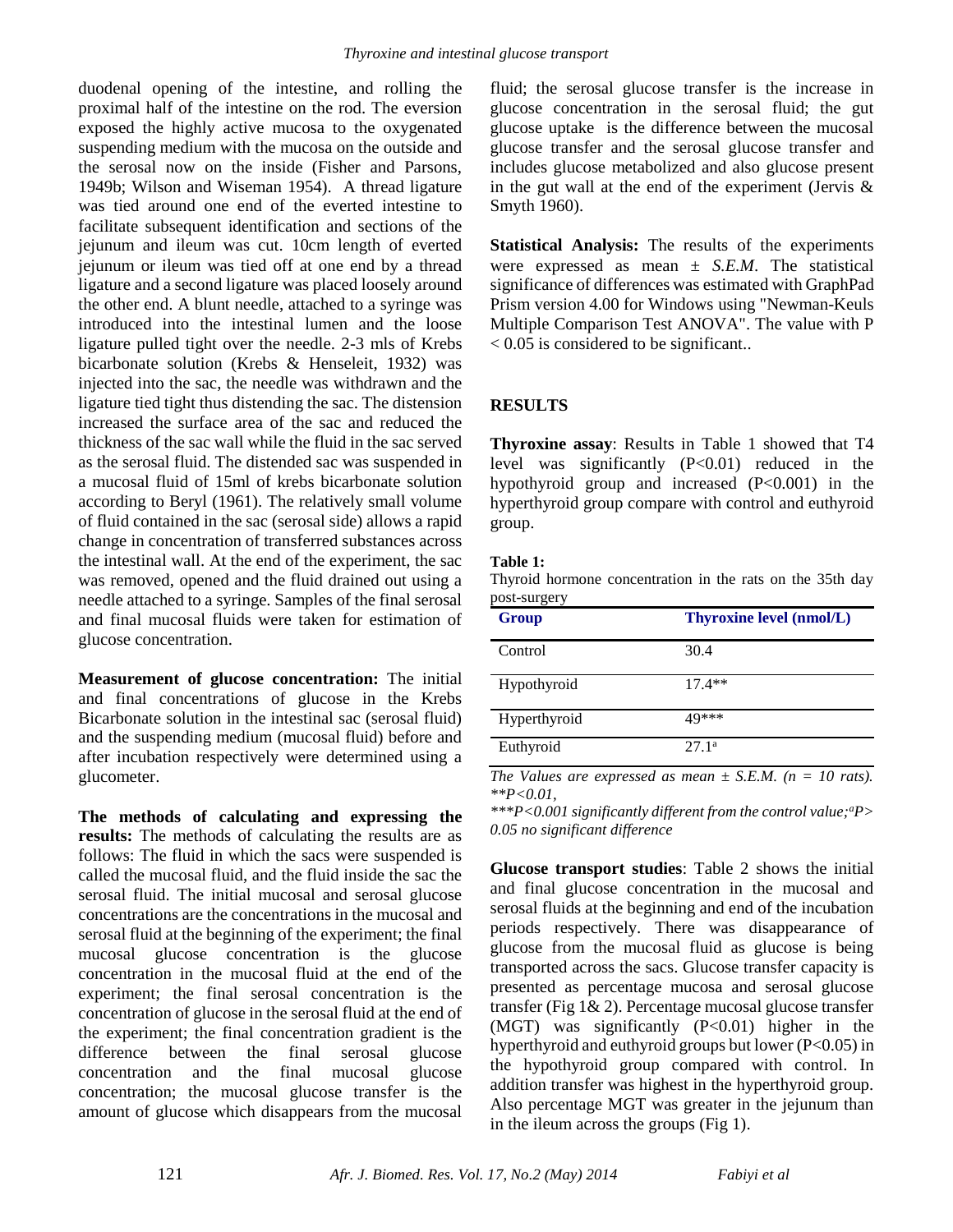duodenal opening of the intestine, and rolling the proximal half of the intestine on the rod. The eversion exposed the highly active mucosa to the oxygenated suspending medium with the mucosa on the outside and the serosal now on the inside (Fisher and Parsons, 1949b; Wilson and Wiseman 1954). A thread ligature was tied around one end of the everted intestine to facilitate subsequent identification and sections of the jejunum and ileum was cut. 10cm length of everted jejunum or ileum was tied off at one end by a thread ligature and a second ligature was placed loosely around the other end. A blunt needle, attached to a syringe was introduced into the intestinal lumen and the loose ligature pulled tight over the needle. 2-3 mls of Krebs bicarbonate solution (Krebs & Henseleit, 1932) was injected into the sac, the needle was withdrawn and the ligature tied tight thus distending the sac. The distension increased the surface area of the sac and reduced the thickness of the sac wall while the fluid in the sac served as the serosal fluid. The distended sac was suspended in a mucosal fluid of 15ml of krebs bicarbonate solution according to Beryl (1961). The relatively small volume of fluid contained in the sac (serosal side) allows a rapid change in concentration of transferred substances across the intestinal wall. At the end of the experiment, the sac was removed, opened and the fluid drained out using a needle attached to a syringe. Samples of the final serosal and final mucosal fluids were taken for estimation of glucose concentration.

**Measurement of glucose concentration:** The initial and final concentrations of glucose in the Krebs Bicarbonate solution in the intestinal sac (serosal fluid) and the suspending medium (mucosal fluid) before and after incubation respectively were determined using a glucometer.

**The methods of calculating and expressing the results:** The methods of calculating the results are as follows: The fluid in which the sacs were suspended is called the mucosal fluid, and the fluid inside the sac the serosal fluid. The initial mucosal and serosal glucose concentrations are the concentrations in the mucosal and serosal fluid at the beginning of the experiment; the final mucosal glucose concentration is the glucose concentration in the mucosal fluid at the end of the experiment; the final serosal concentration is the concentration of glucose in the serosal fluid at the end of the experiment; the final concentration gradient is the difference between the final serosal glucose concentration and the final mucosal glucose concentration; the mucosal glucose transfer is the amount of glucose which disappears from the mucosal fluid; the serosal glucose transfer is the increase in glucose concentration in the serosal fluid; the gut glucose uptake is the difference between the mucosal glucose transfer and the serosal glucose transfer and includes glucose metabolized and also glucose present in the gut wall at the end of the experiment (Jervis & Smyth 1960).

**Statistical Analysis:** The results of the experiments were expressed as mean ± *S.E.M*. The statistical significance of differences was estimated with GraphPad Prism version 4.00 for Windows using "Newman-Keuls Multiple Comparison Test ANOVA". The value with $P < 0.05$ is considered to be significant..

## RESULTS

**Thyroxine assay**: Results in Table 1 showed that T4 level was significantly ($P<0.01$) reduced in the hypothyroid group and increased ($P<0.001$) in the hyperthyroid group compare with control and euthyroid group.

**Table 1:**

Thyroid hormone concentration in the rats on the 35th day post-surgery

| Group | Thyroxine level (nmol/L) |
|---|---|
| Control | 30.4 |
| Hypothyroid | 17.4** |
| Hyperthyroid | 49*** |
| Euthyroid | 27.1[a] |

*The Values are expressed as mean ± S.E.M. (n = 10 rats). **P<0.01,*
****P<0.001 significantly different from the control value;[a]P> 0.05 no significant difference*

**Glucose transport studies**: Table 2 shows the initial and final glucose concentration in the mucosal and serosal fluids at the beginning and end of the incubation periods respectively. There was disappearance of glucose from the mucosal fluid as glucose is being transported across the sacs. Glucose transfer capacity is presented as percentage mucosa and serosal glucose transfer (Fig 1& 2). Percentage mucosal glucose transfer (MGT) was significantly ($P<0.01$) higher in the hyperthyroid and euthyroid groups but lower ($P<0.05$) in the hypothyroid group compared with control. In addition transfer was highest in the hyperthyroid group. Also percentage MGT was greater in the jejunum than in the ileum across the groups (Fig 1).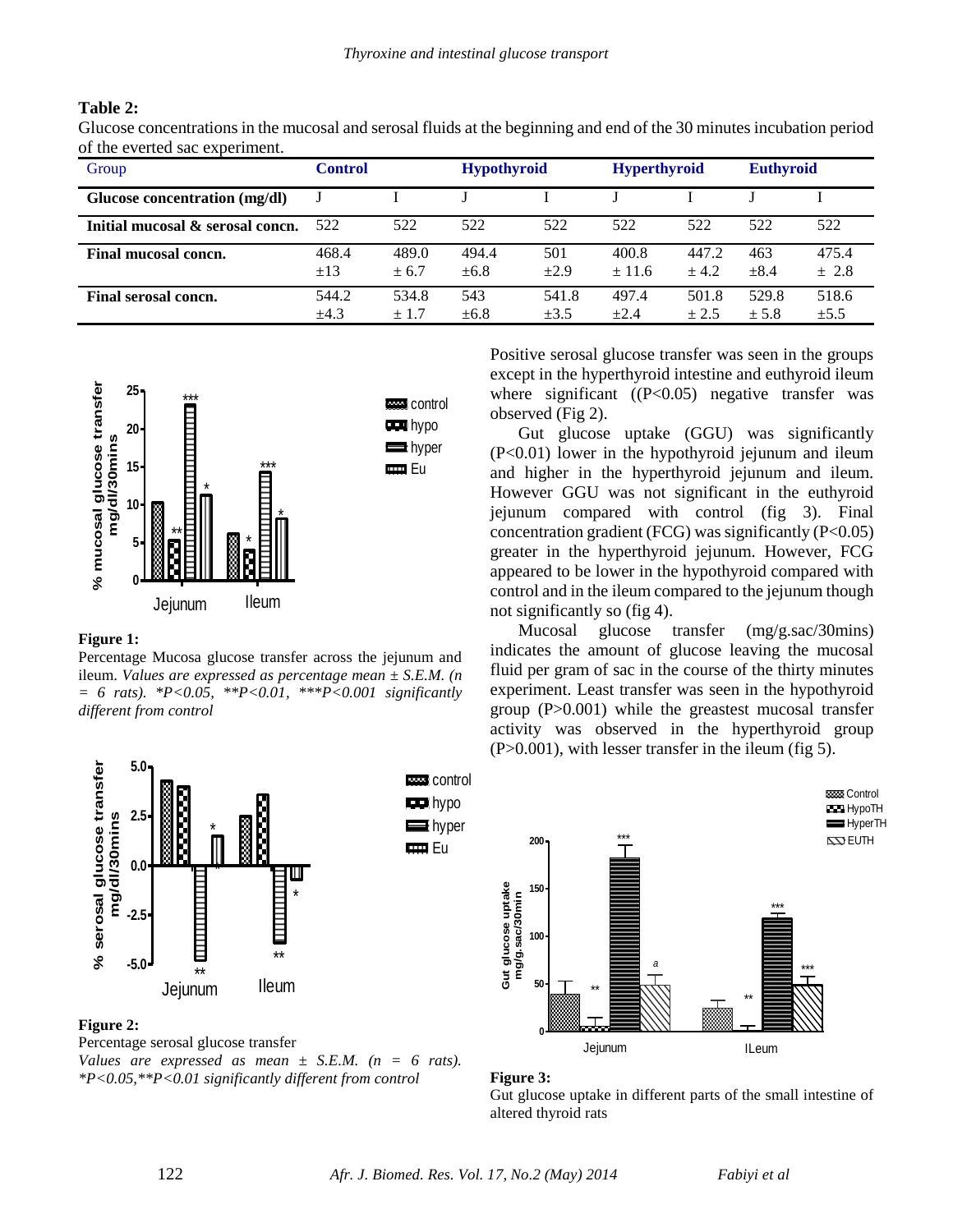**Table 2:**
Glucose concentrations in the mucosal and serosal fluids at the beginning and end of the 30 minutes incubation period of the everted sac experiment.

| Group | Control | | Hypothyroid | | Hyperthyroid | | Euthyroid | |
|---|---|---|---|---|---|---|---|---|
| **Glucose concentration (mg/dl)** | J | I | J | I | J | I | J | I |
| **Initial mucosal & serosal concn.** | 522 | 522 | 522 | 522 | 522 | 522 | 522 | 522 |
| **Final mucosal concn.** | 468.4 ±13 | 489.0 ± 6.7 | 494.4 ±6.8 | 501 ±2.9 | 400.8 ± 11.6 | 447.2 ± 4.2 | 463 ±8.4 | 475.4 ± 2.8 |
| **Final serosal concn.** | 544.2 ±4.3 | 534.8 ± 1.7 | 543 ±6.8 | 541.8 ±3.5 | 497.4 ±2.4 | 501.8 ± 2.5 | 529.8 ± 5.8 | 518.6 ±5.5 |

**Figure 1:**
Percentage Mucosa glucose transfer across the jejunum and ileum. *Values are expressed as percentage mean ± S.E.M. (n = 6 rats). *P<0.05, **P<0.01, ***P<0.001 significantly different from control*

**Figure 2:**
Percentage serosal glucose transfer
*Values are expressed as mean ± S.E.M. (n = 6 rats). *P<0.05,**P<0.01 significantly different from control*

Positive serosal glucose transfer was seen in the groups except in the hyperthyroid intestine and euthyroid ileum where significant ((P<0.05) negative transfer was observed (Fig 2).

Gut glucose uptake (GGU) was significantly (P<0.01) lower in the hypothyroid jejunum and ileum and higher in the hyperthyroid jejunum and ileum. However GGU was not significant in the euthyroid jejunum compared with control (fig 3). Final concentration gradient (FCG) was significantly (P<0.05) greater in the hyperthyroid jejunum. However, FCG appeared to be lower in the hypothyroid compared with control and in the ileum compared to the jejunum though not significantly so (fig 4).

Mucosal glucose transfer (mg/g.sac/30mins) indicates the amount of glucose leaving the mucosal fluid per gram of sac in the course of the thirty minutes experiment. Least transfer was seen in the hypothyroid group (P>0.001) while the greastest mucosal transfer activity was observed in the hyperthyroid group (P>0.001), with lesser transfer in the ileum (fig 5).

**Figure 3:**
Gut glucose uptake in different parts of the small intestine of altered thyroid rats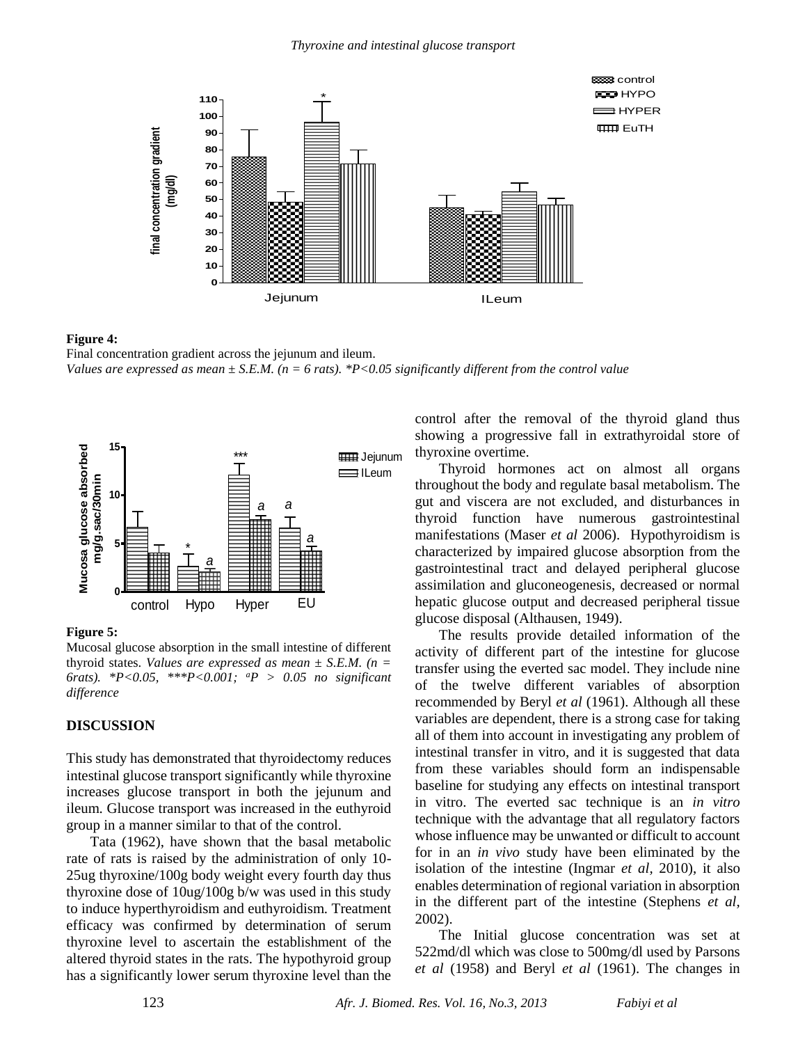**Figure 4:**
Final concentration gradient across the jejunum and ileum.
*Values are expressed as mean ± S.E.M. (n = 6 rats). *P<0.05 significantly different from the control value*

**Figure 5:**
Mucosal glucose absorption in the small intestine of different thyroid states. *Values are expressed as mean ± S.E.M. (n = 6rats). *P<0.05, ***P<0.001; [a]P > 0.05 no significant difference*

## DISCUSSION

This study has demonstrated that thyroidectomy reduces intestinal glucose transport significantly while thyroxine increases glucose transport in both the jejunum and ileum. Glucose transport was increased in the euthyroid group in a manner similar to that of the control.

Tata (1962), have shown that the basal metabolic rate of rats is raised by the administration of only 10-25ug thyroxine/100g body weight every fourth day thus thyroxine dose of 10ug/100g b/w was used in this study to induce hyperthyroidism and euthyroidism. Treatment efficacy was confirmed by determination of serum thyroxine level to ascertain the establishment of the altered thyroid states in the rats. The hypothyroid group has a significantly lower serum thyroxine level than the control after the removal of the thyroid gland thus showing a progressive fall in extrathyroidal store of thyroxine overtime.

Thyroid hormones act on almost all organs throughout the body and regulate basal metabolism. The gut and viscera are not excluded, and disturbances in thyroid function have numerous gastrointestinal manifestations (Maser *et al* 2006). Hypothyroidism is characterized by impaired glucose absorption from the gastrointestinal tract and delayed peripheral glucose assimilation and gluconeogenesis, decreased or normal hepatic glucose output and decreased peripheral tissue glucose disposal (Althausen, 1949).

The results provide detailed information of the activity of different part of the intestine for glucose transfer using the everted sac model. They include nine of the twelve different variables of absorption recommended by Beryl *et al* (1961). Although all these variables are dependent, there is a strong case for taking all of them into account in investigating any problem of intestinal transfer in vitro, and it is suggested that data from these variables should form an indispensable baseline for studying any effects on intestinal transport in vitro. The everted sac technique is an *in vitro* technique with the advantage that all regulatory factors whose influence may be unwanted or difficult to account for in an *in vivo* study have been eliminated by the isolation of the intestine (Ingmar *et al,* 2010), it also enables determination of regional variation in absorption in the different part of the intestine (Stephens *et al,* 2002).

The Initial glucose concentration was set at 522md/dl which was close to 500mg/dl used by Parsons *et al* (1958) and Beryl *et al* (1961). The changes in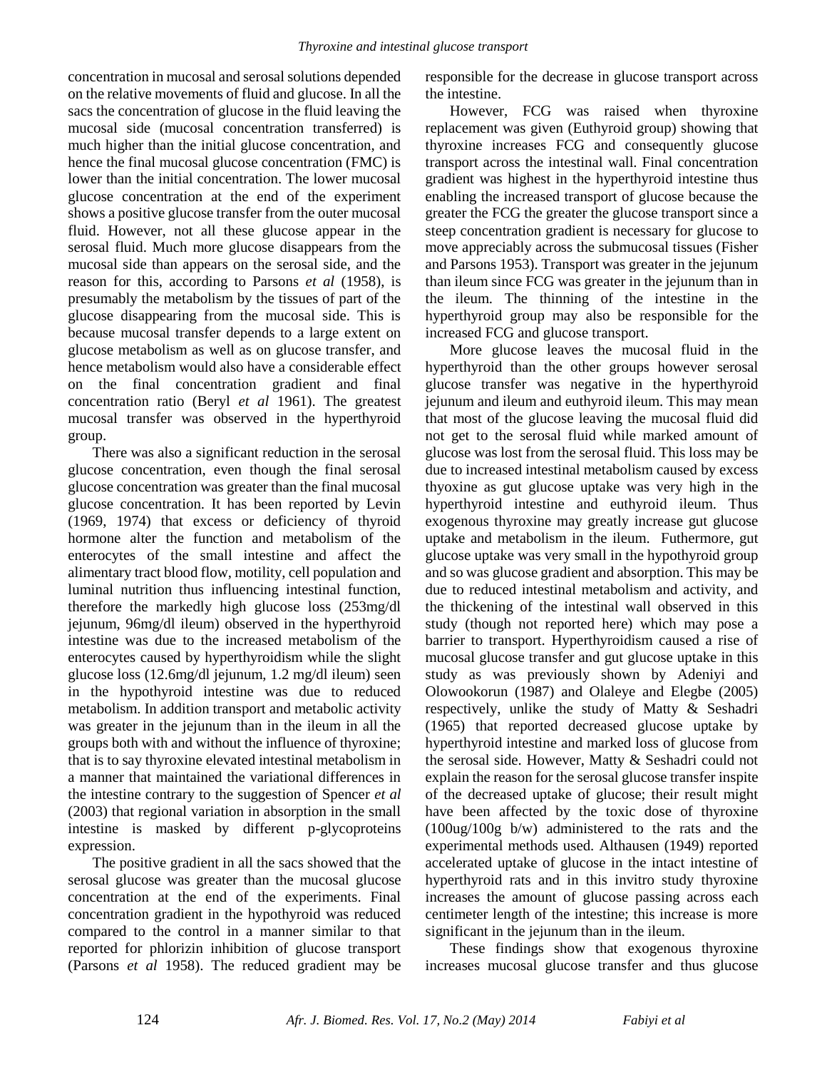concentration in mucosal and serosal solutions depended on the relative movements of fluid and glucose. In all the sacs the concentration of glucose in the fluid leaving the mucosal side (mucosal concentration transferred) is much higher than the initial glucose concentration, and hence the final mucosal glucose concentration (FMC) is lower than the initial concentration. The lower mucosal glucose concentration at the end of the experiment shows a positive glucose transfer from the outer mucosal fluid. However, not all these glucose appear in the serosal fluid. Much more glucose disappears from the mucosal side than appears on the serosal side, and the reason for this, according to Parsons *et al* (1958), is presumably the metabolism by the tissues of part of the glucose disappearing from the mucosal side. This is because mucosal transfer depends to a large extent on glucose metabolism as well as on glucose transfer, and hence metabolism would also have a considerable effect on the final concentration gradient and final concentration ratio (Beryl *et al* 1961). The greatest mucosal transfer was observed in the hyperthyroid group.

There was also a significant reduction in the serosal glucose concentration, even though the final serosal glucose concentration was greater than the final mucosal glucose concentration. It has been reported by Levin (1969, 1974) that excess or deficiency of thyroid hormone alter the function and metabolism of the enterocytes of the small intestine and affect the alimentary tract blood flow, motility, cell population and luminal nutrition thus influencing intestinal function, therefore the markedly high glucose loss (253mg/dl jejunum, 96mg/dl ileum) observed in the hyperthyroid intestine was due to the increased metabolism of the enterocytes caused by hyperthyroidism while the slight glucose loss (12.6mg/dl jejunum, 1.2 mg/dl ileum) seen in the hypothyroid intestine was due to reduced metabolism. In addition transport and metabolic activity was greater in the jejunum than in the ileum in all the groups both with and without the influence of thyroxine; that is to say thyroxine elevated intestinal metabolism in a manner that maintained the variational differences in the intestine contrary to the suggestion of Spencer *et al* (2003) that regional variation in absorption in the small intestine is masked by different p-glycoproteins expression.

The positive gradient in all the sacs showed that the serosal glucose was greater than the mucosal glucose concentration at the end of the experiments. Final concentration gradient in the hypothyroid was reduced compared to the control in a manner similar to that reported for phlorizin inhibition of glucose transport (Parsons *et al* 1958). The reduced gradient may be responsible for the decrease in glucose transport across the intestine.

However, FCG was raised when thyroxine replacement was given (Euthyroid group) showing that thyroxine increases FCG and consequently glucose transport across the intestinal wall. Final concentration gradient was highest in the hyperthyroid intestine thus enabling the increased transport of glucose because the greater the FCG the greater the glucose transport since a steep concentration gradient is necessary for glucose to move appreciably across the submucosal tissues (Fisher and Parsons 1953). Transport was greater in the jejunum than ileum since FCG was greater in the jejunum than in the ileum. The thinning of the intestine in the hyperthyroid group may also be responsible for the increased FCG and glucose transport.

More glucose leaves the mucosal fluid in the hyperthyroid than the other groups however serosal glucose transfer was negative in the hyperthyroid jejunum and ileum and euthyroid ileum. This may mean that most of the glucose leaving the mucosal fluid did not get to the serosal fluid while marked amount of glucose was lost from the serosal fluid. This loss may be due to increased intestinal metabolism caused by excess thyoxine as gut glucose uptake was very high in the hyperthyroid intestine and euthyroid ileum. Thus exogenous thyroxine may greatly increase gut glucose uptake and metabolism in the ileum. Futhermore, gut glucose uptake was very small in the hypothyroid group and so was glucose gradient and absorption. This may be due to reduced intestinal metabolism and activity, and the thickening of the intestinal wall observed in this study (though not reported here) which may pose a barrier to transport. Hyperthyroidism caused a rise of mucosal glucose transfer and gut glucose uptake in this study as was previously shown by Adeniyi and Olowookorun (1987) and Olaleye and Elegbe (2005) respectively, unlike the study of Matty & Seshadri (1965) that reported decreased glucose uptake by hyperthyroid intestine and marked loss of glucose from the serosal side. However, Matty & Seshadri could not explain the reason for the serosal glucose transfer inspite of the decreased uptake of glucose; their result might have been affected by the toxic dose of thyroxine (100ug/100g b/w) administered to the rats and the experimental methods used. Althausen (1949) reported accelerated uptake of glucose in the intact intestine of hyperthyroid rats and in this invitro study thyroxine increases the amount of glucose passing across each centimeter length of the intestine; this increase is more significant in the jejunum than in the ileum.

These findings show that exogenous thyroxine increases mucosal glucose transfer and thus glucose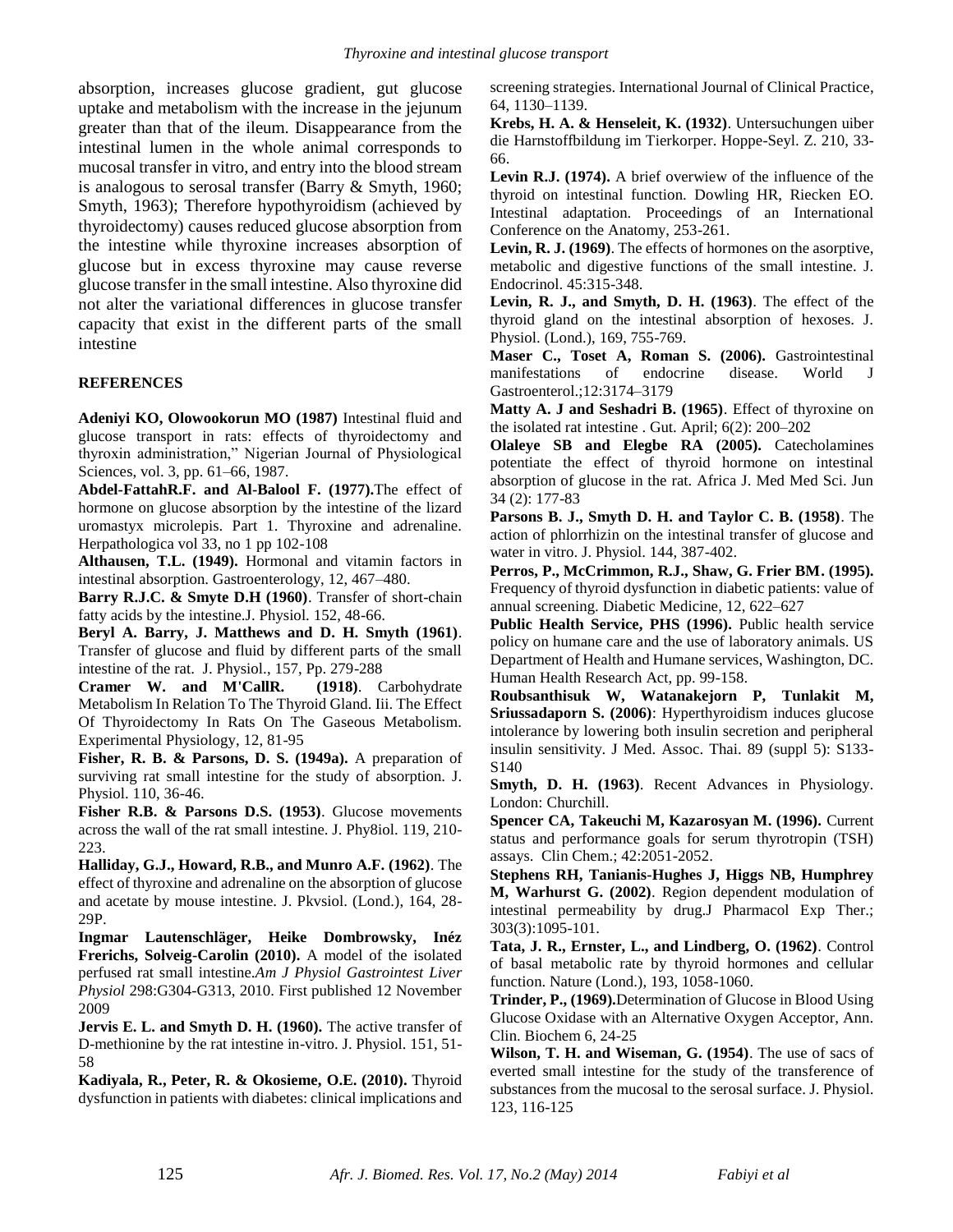absorption, increases glucose gradient, gut glucose uptake and metabolism with the increase in the jejunum greater than that of the ileum. Disappearance from the intestinal lumen in the whole animal corresponds to mucosal transfer in vitro, and entry into the blood stream is analogous to serosal transfer (Barry & Smyth, 1960; Smyth, 1963); Therefore hypothyroidism (achieved by thyroidectomy) causes reduced glucose absorption from the intestine while thyroxine increases absorption of glucose but in excess thyroxine may cause reverse glucose transfer in the small intestine. Also thyroxine did not alter the variational differences in glucose transfer capacity that exist in the different parts of the small intestine

## REFERENCES

**Adeniyi KO, Olowookorun MO (1987)** Intestinal fluid and glucose transport in rats: effects of thyroidectomy and thyroxin administration," Nigerian Journal of Physiological Sciences, vol. 3, pp. 61–66, 1987.

**Abdel-FattahR.F. and Al-Balool F. (1977).**The effect of hormone on glucose absorption by the intestine of the lizard uromastyx microlepis. Part 1. Thyroxine and adrenaline. Herpathologica vol 33, no 1 pp 102-108

**Althausen, T.L. (1949).** Hormonal and vitamin factors in intestinal absorption. Gastroenterology, 12, 467–480.

**Barry R.J.C. & Smyte D.H (1960)**. Transfer of short-chain fatty acids by the intestine.J. Physiol. 152, 48-66.

**Beryl A. Barry, J. Matthews and D. H. Smyth (1961)**. Transfer of glucose and fluid by different parts of the small intestine of the rat. J. Physiol., 157, Pp. 279-288

**Cramer W. and M'CallR. (1918)**. Carbohydrate Metabolism In Relation To The Thyroid Gland. Iii. The Effect Of Thyroidectomy In Rats On The Gaseous Metabolism. Experimental Physiology, 12, 81-95

**Fisher, R. B. & Parsons, D. S. (1949a).** A preparation of surviving rat small intestine for the study of absorption. J. Physiol. 110, 36-46.

**Fisher R.B. & Parsons D.S. (1953)**. Glucose movements across the wall of the rat small intestine. J. Phy8iol. 119, 210-223.

**Halliday, G.J., Howard, R.B., and Munro A.F. (1962)**. The effect of thyroxine and adrenaline on the absorption of glucose and acetate by mouse intestine. J. Pkvsiol. (Lond.), 164, 28-29P.

**Ingmar Lautenschläger, Heike Dombrowsky, Inéz Frerichs, Solveig-Carolin (2010).** A model of the isolated perfused rat small intestine.*Am J Physiol Gastrointest Liver Physiol* 298:G304-G313, 2010. First published 12 November 2009

**Jervis E. L. and Smyth D. H. (1960).** The active transfer of D-methionine by the rat intestine in-vitro. J. Physiol. 151, 51-58

**Kadiyala, R., Peter, R. & Okosieme, O.E. (2010).** Thyroid dysfunction in patients with diabetes: clinical implications and screening strategies. International Journal of Clinical Practice, 64, 1130–1139.

**Krebs, H. A. & Henseleit, K. (1932)**. Untersuchungen uiber die Harnstoffbildung im Tierkorper. Hoppe-Seyl. Z. 210, 33-66.

**Levin R.J. (1974).** A brief overwiew of the influence of the thyroid on intestinal function. Dowling HR, Riecken EO. Intestinal adaptation. Proceedings of an International Conference on the Anatomy, 253-261.

**Levin, R. J. (1969)**. The effects of hormones on the asorptive, metabolic and digestive functions of the small intestine. J. Endocrinol. 45:315-348.

**Levin, R. J., and Smyth, D. H. (1963)**. The effect of the thyroid gland on the intestinal absorption of hexoses. J. Physiol. (Lond.), 169, 755-769.

**Maser C., Toset A, Roman S. (2006).** Gastrointestinal manifestations of endocrine disease. World J Gastroenterol.;12:3174–3179

**Matty A. J and Seshadri B. (1965)**. Effect of thyroxine on the isolated rat intestine . Gut. April; 6(2): 200–202

**Olaleye SB and Elegbe RA (2005).** Catecholamines potentiate the effect of thyroid hormone on intestinal absorption of glucose in the rat. Africa J. Med Med Sci. Jun 34 (2): 177-83

**Parsons B. J., Smyth D. H. and Taylor C. B. (1958)**. The action of phlorrhizin on the intestinal transfer of glucose and water in vitro. J. Physiol. 144, 387-402.

**Perros, P., McCrimmon, R.J., Shaw, G. Frier BM. (1995).** Frequency of thyroid dysfunction in diabetic patients: value of annual screening. Diabetic Medicine, 12, 622–627

**Public Health Service, PHS (1996).** Public health service policy on humane care and the use of laboratory animals. US Department of Health and Humane services, Washington, DC. Human Health Research Act, pp. 99-158.

**Roubsanthisuk W, Watanakejorn P, Tunlakit M, Sriussadaporn S. (2006)**: Hyperthyroidism induces glucose intolerance by lowering both insulin secretion and peripheral insulin sensitivity. J Med. Assoc. Thai. 89 (suppl 5): S133-S140

**Smyth, D. H. (1963)**. Recent Advances in Physiology. London: Churchill.

**Spencer CA, Takeuchi M, Kazarosyan M. (1996).** Current status and performance goals for serum thyrotropin (TSH) assays. Clin Chem.; 42:2051-2052.

**Stephens RH, Tanianis-Hughes J, Higgs NB, Humphrey M, Warhurst G. (2002)**. Region dependent modulation of intestinal permeability by drug.J Pharmacol Exp Ther.; 303(3):1095-101.

**Tata, J. R., Ernster, L., and Lindberg, O. (1962)**. Control of basal metabolic rate by thyroid hormones and cellular function. Nature (Lond.), 193, 1058-1060.

**Trinder, P., (1969).**Determination of Glucose in Blood Using Glucose Oxidase with an Alternative Oxygen Acceptor, Ann. Clin. Biochem 6, 24-25

**Wilson, T. H. and Wiseman, G. (1954)**. The use of sacs of everted small intestine for the study of the transference of substances from the mucosal to the serosal surface. J. Physiol. 123, 116-125